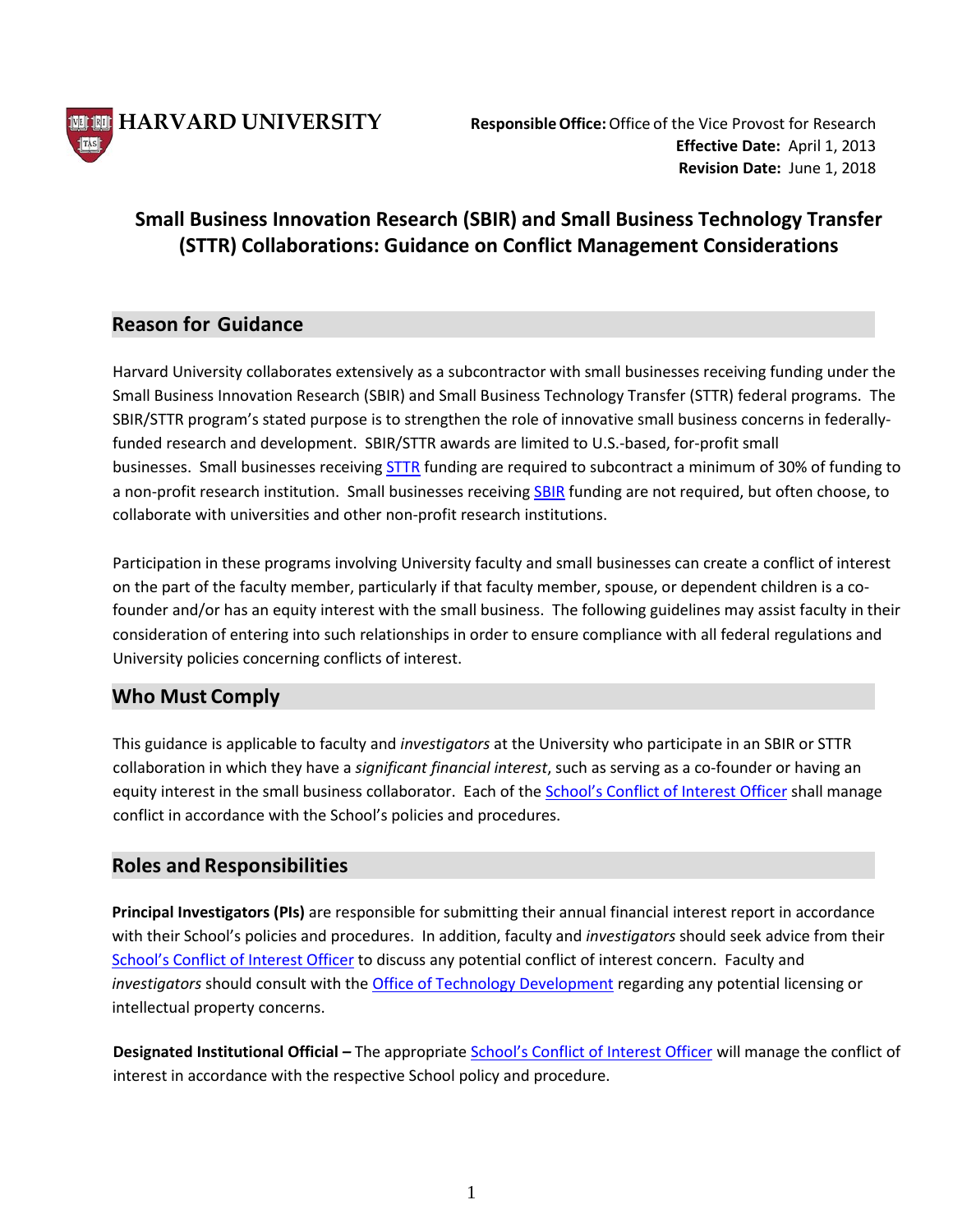**HARVARD UNIVERSITY**

**Responsible Office:** Office of the Vice Provost for Research
**Effective Date:** April 1, 2013
**Revision Date:** June 1, 2018

# Small Business Innovation Research (SBIR) and Small Business Technology Transfer (STTR) Collaborations: Guidance on Conflict Management Considerations

## Reason for Guidance

Harvard University collaborates extensively as a subcontractor with small businesses receiving funding under the Small Business Innovation Research (SBIR) and Small Business Technology Transfer (STTR) federal programs. The SBIR/STTR program's stated purpose is to strengthen the role of innovative small business concerns in federally-funded research and development. SBIR/STTR awards are limited to U.S.-based, for-profit small businesses. Small businesses receiving STTR funding are required to subcontract a minimum of 30% of funding to a non-profit research institution. Small businesses receiving SBIR funding are not required, but often choose, to collaborate with universities and other non-profit research institutions.

Participation in these programs involving University faculty and small businesses can create a conflict of interest on the part of the faculty member, particularly if that faculty member, spouse, or dependent children is a co-founder and/or has an equity interest with the small business. The following guidelines may assist faculty in their consideration of entering into such relationships in order to ensure compliance with all federal regulations and University policies concerning conflicts of interest.

## Who Must Comply

This guidance is applicable to faculty and *investigators* at the University who participate in an SBIR or STTR collaboration in which they have a *significant financial interest*, such as serving as a co-founder or having an equity interest in the small business collaborator. Each of the School's Conflict of Interest Officer shall manage conflict in accordance with the School's policies and procedures.

## Roles and Responsibilities

**Principal Investigators (PIs)** are responsible for submitting their annual financial interest report in accordance with their School's policies and procedures. In addition, faculty and *investigators* should seek advice from their School's Conflict of Interest Officer to discuss any potential conflict of interest concern. Faculty and *investigators* should consult with the Office of Technology Development regarding any potential licensing or intellectual property concerns.

**Designated Institutional Official –** The appropriate School's Conflict of Interest Officer will manage the conflict of interest in accordance with the respective School policy and procedure.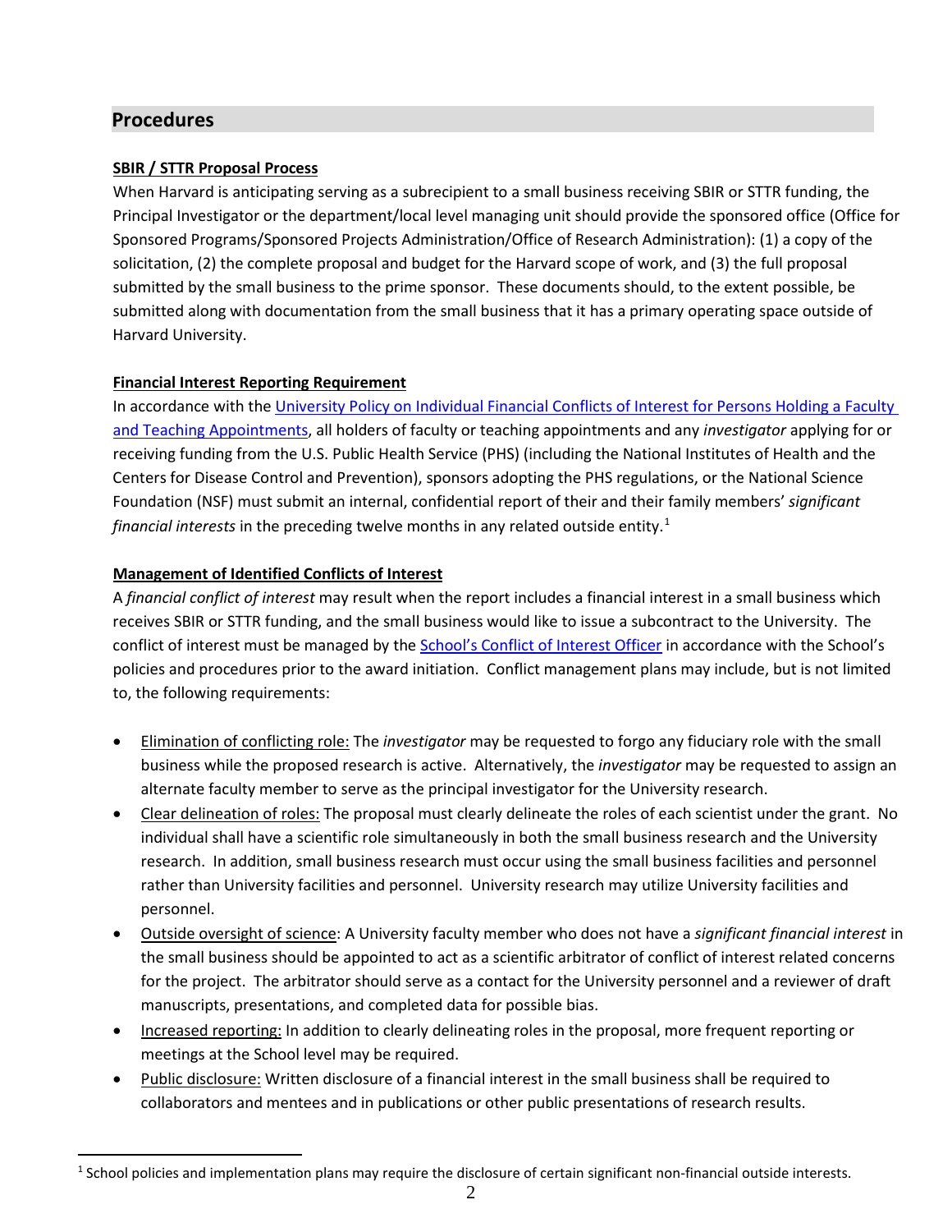## Procedures

**SBIR / STTR Proposal Process**

When Harvard is anticipating serving as a subrecipient to a small business receiving SBIR or STTR funding, the Principal Investigator or the department/local level managing unit should provide the sponsored office (Office for Sponsored Programs/Sponsored Projects Administration/Office of Research Administration): (1) a copy of the solicitation, (2) the complete proposal and budget for the Harvard scope of work, and (3) the full proposal submitted by the small business to the prime sponsor. These documents should, to the extent possible, be submitted along with documentation from the small business that it has a primary operating space outside of Harvard University.

**Financial Interest Reporting Requirement**

In accordance with the University Policy on Individual Financial Conflicts of Interest for Persons Holding a Faculty and Teaching Appointments, all holders of faculty or teaching appointments and any *investigator* applying for or receiving funding from the U.S. Public Health Service (PHS) (including the National Institutes of Health and the Centers for Disease Control and Prevention), sponsors adopting the PHS regulations, or the National Science Foundation (NSF) must submit an internal, confidential report of their and their family members' *significant financial interests* in the preceding twelve months in any related outside entity.[1]

**Management of Identified Conflicts of Interest**

A *financial conflict of interest* may result when the report includes a financial interest in a small business which receives SBIR or STTR funding, and the small business would like to issue a subcontract to the University. The conflict of interest must be managed by the School's Conflict of Interest Officer in accordance with the School's policies and procedures prior to the award initiation. Conflict management plans may include, but is not limited to, the following requirements:

- Elimination of conflicting role: The *investigator* may be requested to forgo any fiduciary role with the small business while the proposed research is active. Alternatively, the *investigator* may be requested to assign an alternate faculty member to serve as the principal investigator for the University research.
- Clear delineation of roles: The proposal must clearly delineate the roles of each scientist under the grant. No individual shall have a scientific role simultaneously in both the small business research and the University research. In addition, small business research must occur using the small business facilities and personnel rather than University facilities and personnel. University research may utilize University facilities and personnel.
- Outside oversight of science: A University faculty member who does not have a *significant financial interest* in the small business should be appointed to act as a scientific arbitrator of conflict of interest related concerns for the project. The arbitrator should serve as a contact for the University personnel and a reviewer of draft manuscripts, presentations, and completed data for possible bias.
- Increased reporting: In addition to clearly delineating roles in the proposal, more frequent reporting or meetings at the School level may be required.
- Public disclosure: Written disclosure of a financial interest in the small business shall be required to collaborators and mentees and in publications or other public presentations of research results.

[1] School policies and implementation plans may require the disclosure of certain significant non-financial outside interests.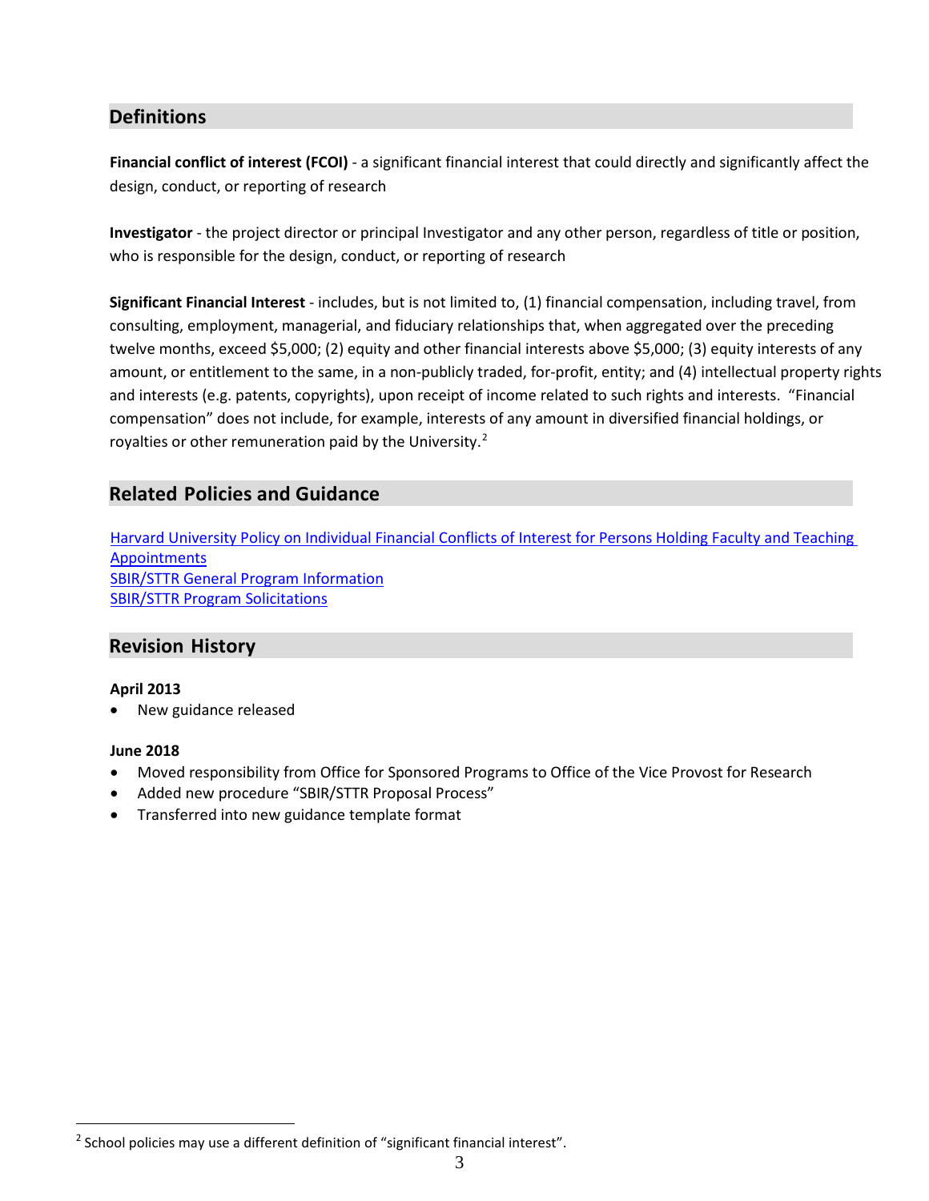## Definitions

**Financial conflict of interest (FCOI)** - a significant financial interest that could directly and significantly affect the design, conduct, or reporting of research

**Investigator** - the project director or principal Investigator and any other person, regardless of title or position, who is responsible for the design, conduct, or reporting of research

**Significant Financial Interest** - includes, but is not limited to, (1) financial compensation, including travel, from consulting, employment, managerial, and fiduciary relationships that, when aggregated over the preceding twelve months, exceed $5,000; (2) equity and other financial interests above $5,000; (3) equity interests of any amount, or entitlement to the same, in a non-publicly traded, for-profit, entity; and (4) intellectual property rights and interests (e.g. patents, copyrights), upon receipt of income related to such rights and interests. "Financial compensation" does not include, for example, interests of any amount in diversified financial holdings, or royalties or other remuneration paid by the University.[2]

## Related Policies and Guidance

[Harvard University Policy on Individual Financial Conflicts of Interest for Persons Holding Faculty and Teaching Appointments]()
[SBIR/STTR General Program Information]()
[SBIR/STTR Program Solicitations]()

## Revision History

**April 2013**

- New guidance released

**June 2018**

- Moved responsibility from Office for Sponsored Programs to Office of the Vice Provost for Research
- Added new procedure "SBIR/STTR Proposal Process"
- Transferred into new guidance template format

[2] School policies may use a different definition of "significant financial interest".